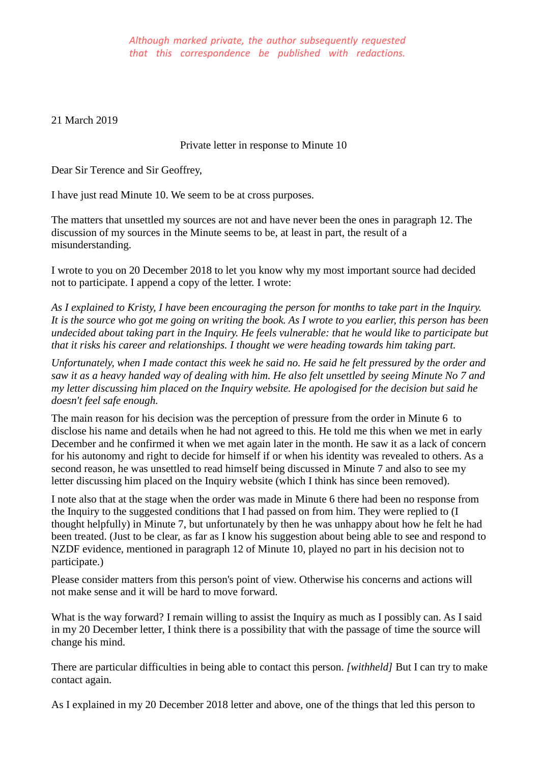*Although marked private, the author subsequently requested that this correspondence be published with redactions.*

21 March 2019

Private letter in response to Minute 10

Dear Sir Terence and Sir Geoffrey,

I have just read Minute 10. We seem to be at cross purposes.

The matters that unsettled my sources are not and have never been the ones in paragraph 12. The discussion of my sources in the Minute seems to be, at least in part, the result of a misunderstanding.

I wrote to you on 20 December 2018 to let you know why my most important source had decided not to participate. I append a copy of the letter. I wrote:

*As I explained to Kristy, I have been encouraging the person for months to take part in the Inquiry. It is the source who got me going on writing the book. As I wrote to you earlier, this person has been undecided about taking part in the Inquiry. He feels vulnerable: that he would like to participate but that it risks his career and relationships. I thought we were heading towards him taking part.*

*Unfortunately, when I made contact this week he said no. He said he felt pressured by the order and saw it as a heavy handed way of dealing with him. He also felt unsettled by seeing Minute No 7 and my letter discussing him placed on the Inquiry website. He apologised for the decision but said he doesn't feel safe enough.*

The main reason for his decision was the perception of pressure from the order in Minute 6 to disclose his name and details when he had not agreed to this. He told me this when we met in early December and he confirmed it when we met again later in the month. He saw it as a lack of concern for his autonomy and right to decide for himself if or when his identity was revealed to others. As a second reason, he was unsettled to read himself being discussed in Minute 7 and also to see my letter discussing him placed on the Inquiry website (which I think has since been removed).

I note also that at the stage when the order was made in Minute 6 there had been no response from the Inquiry to the suggested conditions that I had passed on from him. They were replied to (I thought helpfully) in Minute 7, but unfortunately by then he was unhappy about how he felt he had been treated. (Just to be clear, as far as I know his suggestion about being able to see and respond to NZDF evidence, mentioned in paragraph 12 of Minute 10, played no part in his decision not to participate.)

Please consider matters from this person's point of view. Otherwise his concerns and actions will not make sense and it will be hard to move forward.

What is the way forward? I remain willing to assist the Inquiry as much as I possibly can. As I said in my 20 December letter, I think there is a possibility that with the passage of time the source will change his mind.

There are particular difficulties in being able to contact this person. *[withheld]* But I can try to make contact again.

As I explained in my 20 December 2018 letter and above, one of the things that led this person to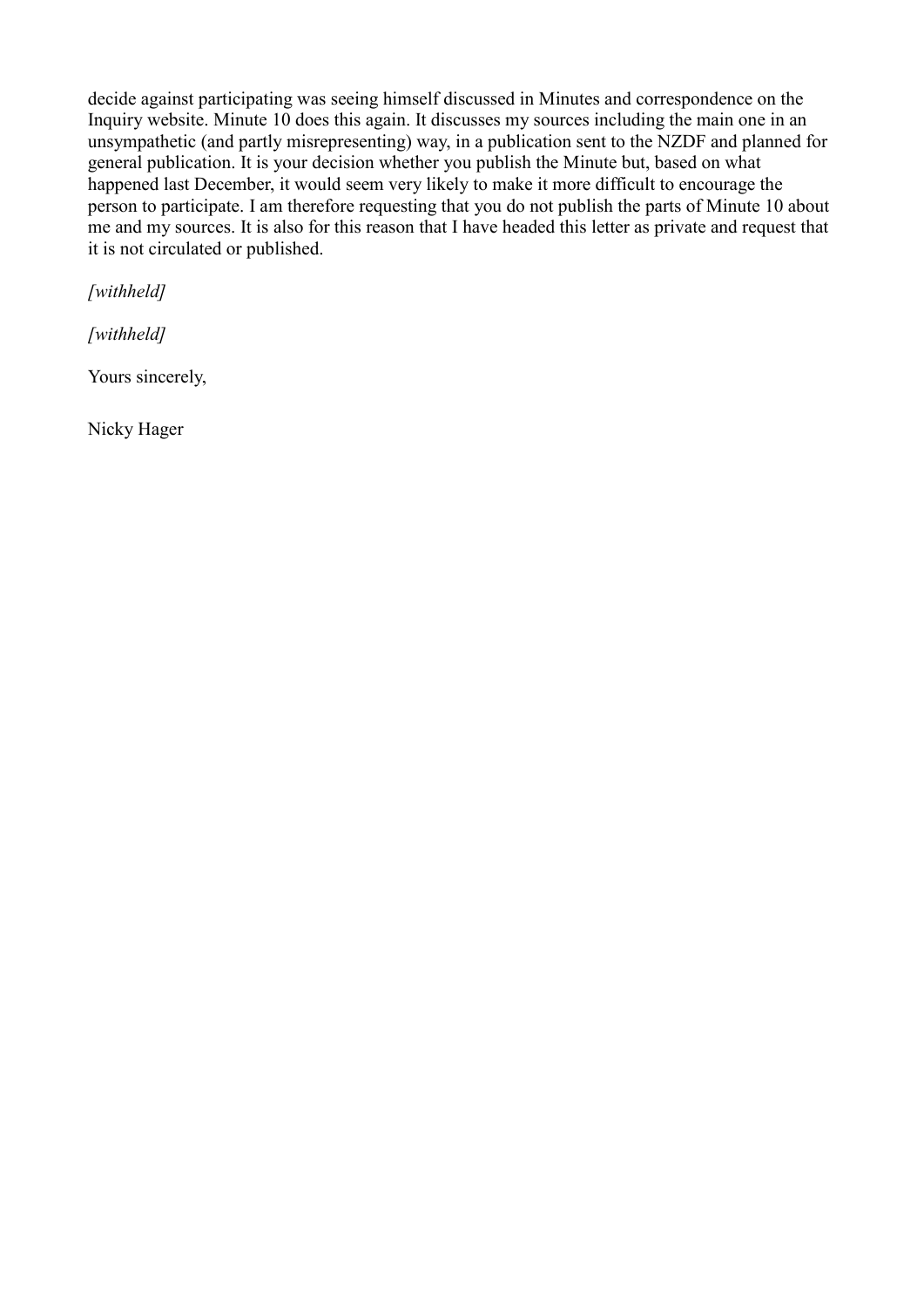decide against participating was seeing himself discussed in Minutes and correspondence on the Inquiry website. Minute 10 does this again. It discusses my sources including the main one in an unsympathetic (and partly misrepresenting) way, in a publication sent to the NZDF and planned for general publication. It is your decision whether you publish the Minute but, based on what happened last December, it would seem very likely to make it more difficult to encourage the person to participate. I am therefore requesting that you do not publish the parts of Minute 10 about me and my sources. It is also for this reason that I have headed this letter as private and request that it is not circulated or published.

*[withheld]*

*[withheld]*

Yours sincerely,

Nicky Hager